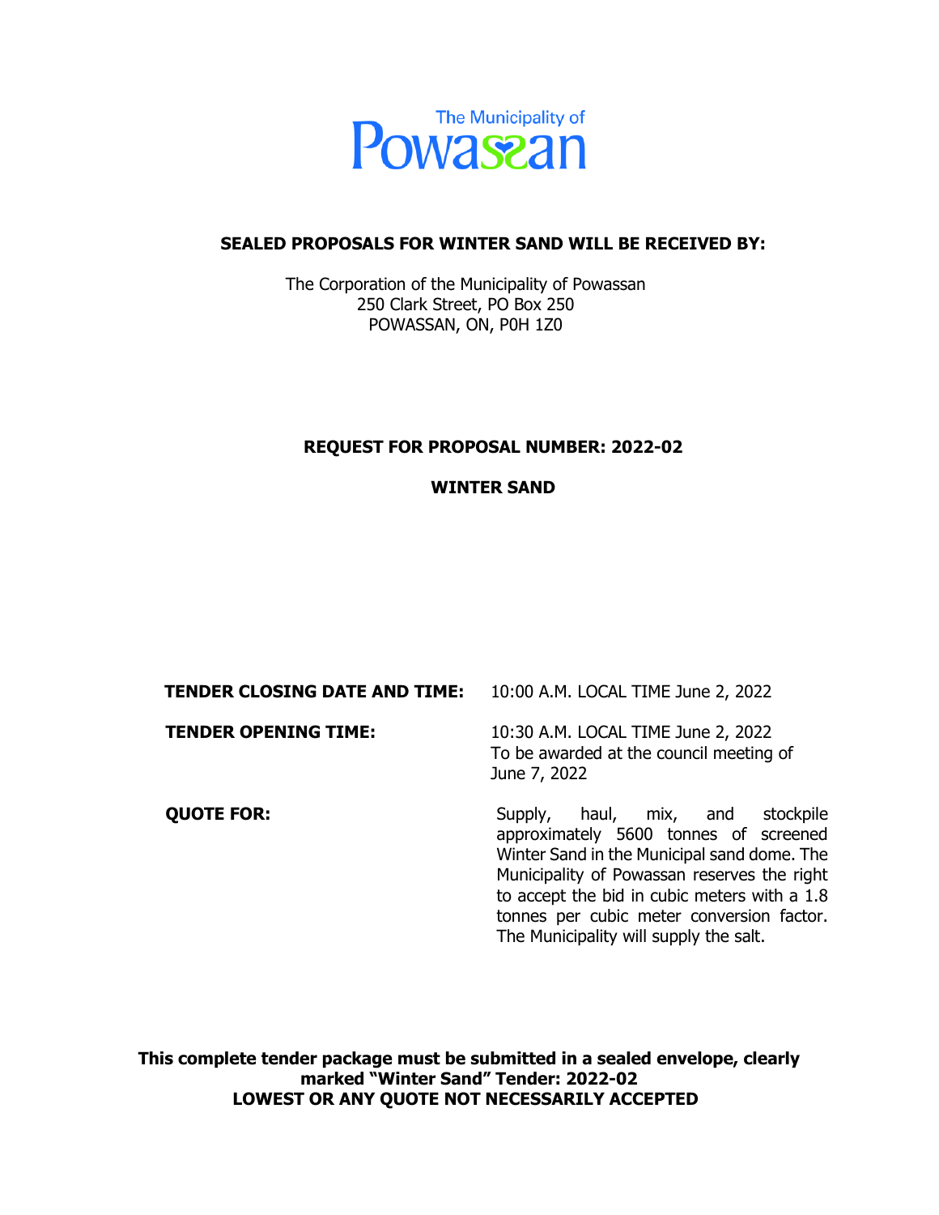The Municipality of
Powassan

**SEALED PROPOSALS FOR WINTER SAND WILL BE RECEIVED BY:**

The Corporation of the Municipality of Powassan
250 Clark Street, PO Box 250
POWASSAN, ON, P0H 1Z0

**REQUEST FOR PROPOSAL NUMBER: 2022-02**

**WINTER SAND**

| | |
|---|---|
| **TENDER CLOSING DATE AND TIME:** | 10:00 A.M. LOCAL TIME June 2, 2022 |
| **TENDER OPENING TIME:** | 10:30 A.M. LOCAL TIME June 2, 2022<br>To be awarded at the council meeting of June 7, 2022 |
| **QUOTE FOR:** | Supply, haul, mix, and stockpile approximately 5600 tonnes of screened Winter Sand in the Municipal sand dome. The Municipality of Powassan reserves the right to accept the bid in cubic meters with a 1.8 tonnes per cubic meter conversion factor. The Municipality will supply the salt. |

**This complete tender package must be submitted in a sealed envelope, clearly marked "Winter Sand" Tender: 2022-02**
**LOWEST OR ANY QUOTE NOT NECESSARILY ACCEPTED**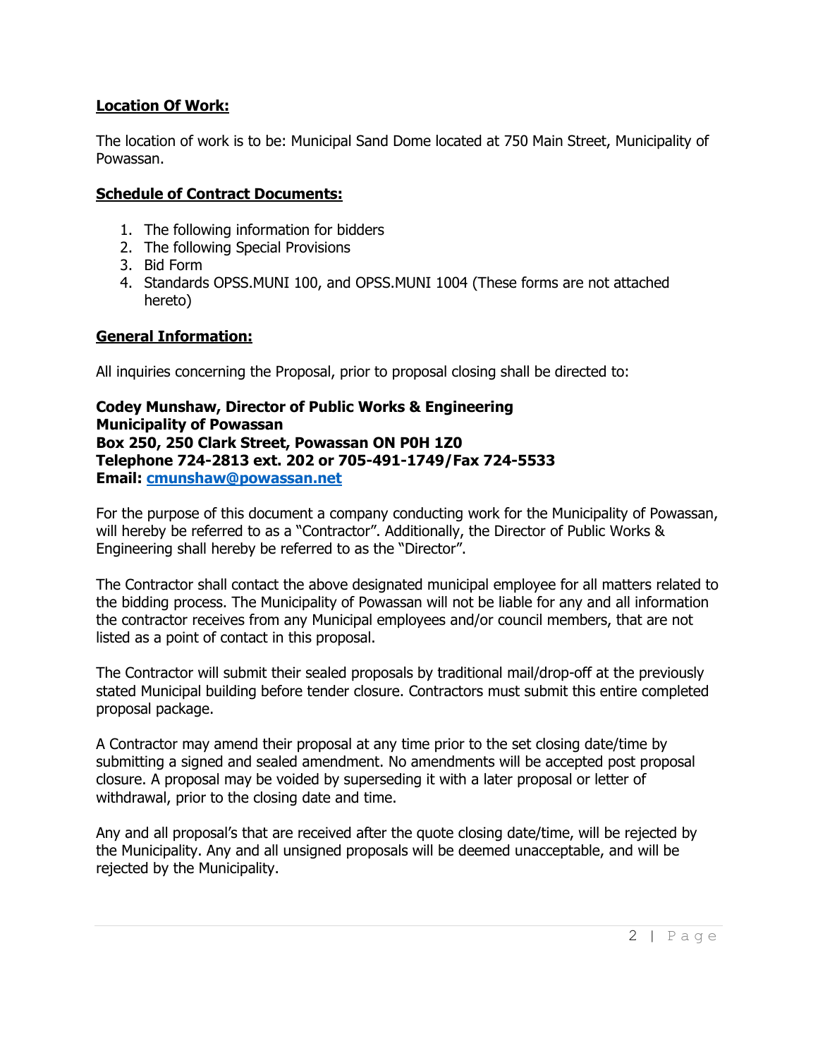**Location Of Work:**

The location of work is to be: Municipal Sand Dome located at 750 Main Street, Municipality of Powassan.

**Schedule of Contract Documents:**

1. The following information for bidders
2. The following Special Provisions
3. Bid Form
4. Standards OPSS.MUNI 100, and OPSS.MUNI 1004 (These forms are not attached hereto)

**General Information:**

All inquiries concerning the Proposal, prior to proposal closing shall be directed to:

**Codey Munshaw, Director of Public Works & Engineering**
**Municipality of Powassan**
**Box 250, 250 Clark Street, Powassan ON P0H 1Z0**
**Telephone 724-2813 ext. 202 or 705-491-1749/Fax 724-5533**
**Email: cmunshaw@powassan.net**

For the purpose of this document a company conducting work for the Municipality of Powassan, will hereby be referred to as a "Contractor". Additionally, the Director of Public Works & Engineering shall hereby be referred to as the "Director".

The Contractor shall contact the above designated municipal employee for all matters related to the bidding process. The Municipality of Powassan will not be liable for any and all information the contractor receives from any Municipal employees and/or council members, that are not listed as a point of contact in this proposal.

The Contractor will submit their sealed proposals by traditional mail/drop-off at the previously stated Municipal building before tender closure. Contractors must submit this entire completed proposal package.

A Contractor may amend their proposal at any time prior to the set closing date/time by submitting a signed and sealed amendment. No amendments will be accepted post proposal closure. A proposal may be voided by superseding it with a later proposal or letter of withdrawal, prior to the closing date and time.

Any and all proposal's that are received after the quote closing date/time, will be rejected by the Municipality. Any and all unsigned proposals will be deemed unacceptable, and will be rejected by the Municipality.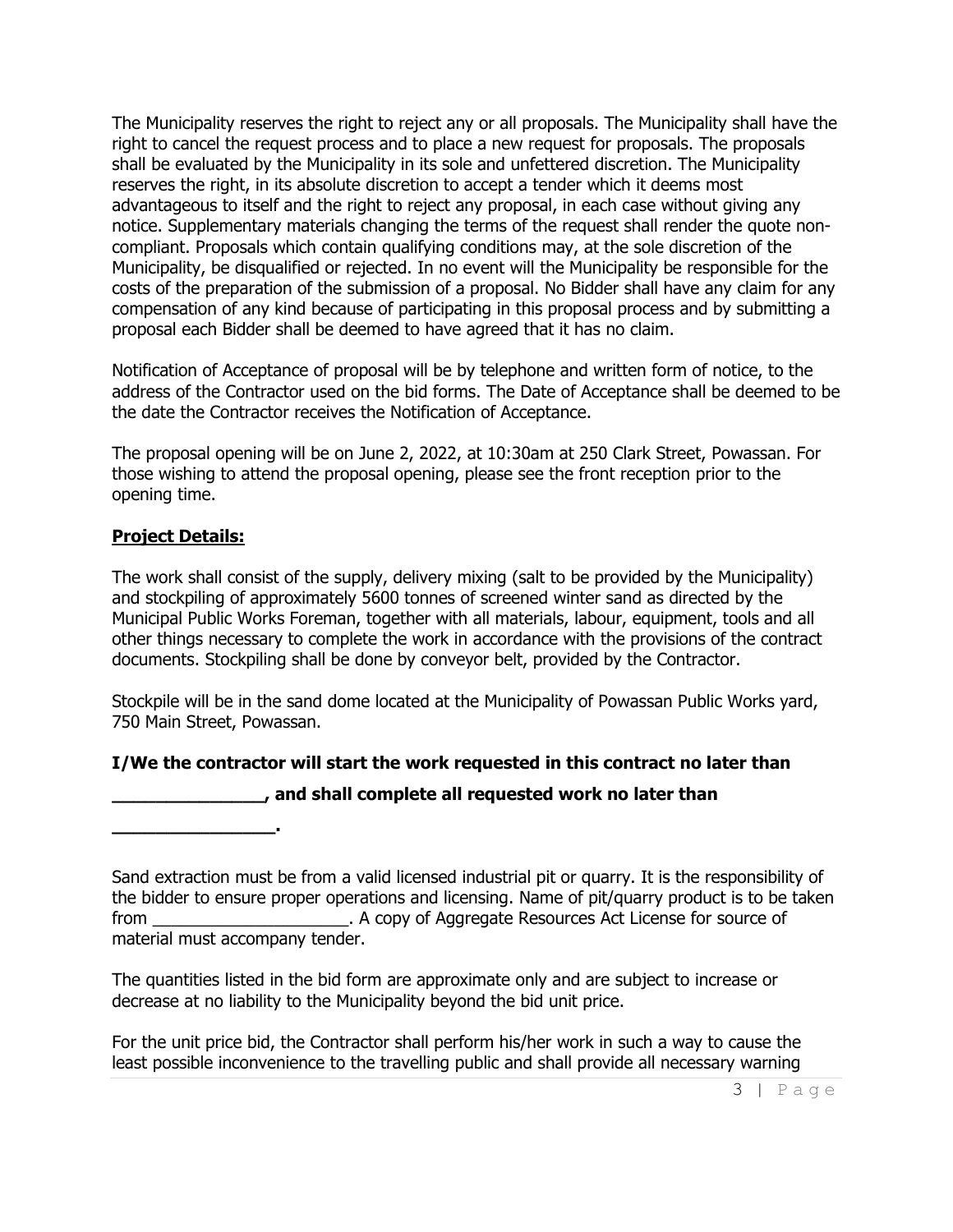The Municipality reserves the right to reject any or all proposals. The Municipality shall have the right to cancel the request process and to place a new request for proposals. The proposals shall be evaluated by the Municipality in its sole and unfettered discretion. The Municipality reserves the right, in its absolute discretion to accept a tender which it deems most advantageous to itself and the right to reject any proposal, in each case without giving any notice. Supplementary materials changing the terms of the request shall render the quote non-compliant. Proposals which contain qualifying conditions may, at the sole discretion of the Municipality, be disqualified or rejected. In no event will the Municipality be responsible for the costs of the preparation of the submission of a proposal. No Bidder shall have any claim for any compensation of any kind because of participating in this proposal process and by submitting a proposal each Bidder shall be deemed to have agreed that it has no claim.

Notification of Acceptance of proposal will be by telephone and written form of notice, to the address of the Contractor used on the bid forms. The Date of Acceptance shall be deemed to be the date the Contractor receives the Notification of Acceptance.

The proposal opening will be on June 2, 2022, at 10:30am at 250 Clark Street, Powassan. For those wishing to attend the proposal opening, please see the front reception prior to the opening time.

**Project Details:**

The work shall consist of the supply, delivery mixing (salt to be provided by the Municipality) and stockpiling of approximately 5600 tonnes of screened winter sand as directed by the Municipal Public Works Foreman, together with all materials, labour, equipment, tools and all other things necessary to complete the work in accordance with the provisions of the contract documents. Stockpiling shall be done by conveyor belt, provided by the Contractor.

Stockpile will be in the sand dome located at the Municipality of Powassan Public Works yard, 750 Main Street, Powassan.

**I/We the contractor will start the work requested in this contract no later than _______________, and shall complete all requested work no later than ________________.**

Sand extraction must be from a valid licensed industrial pit or quarry. It is the responsibility of the bidder to ensure proper operations and licensing. Name of pit/quarry product is to be taken from _____________________. A copy of Aggregate Resources Act License for source of material must accompany tender.

The quantities listed in the bid form are approximate only and are subject to increase or decrease at no liability to the Municipality beyond the bid unit price.

For the unit price bid, the Contractor shall perform his/her work in such a way to cause the least possible inconvenience to the travelling public and shall provide all necessary warning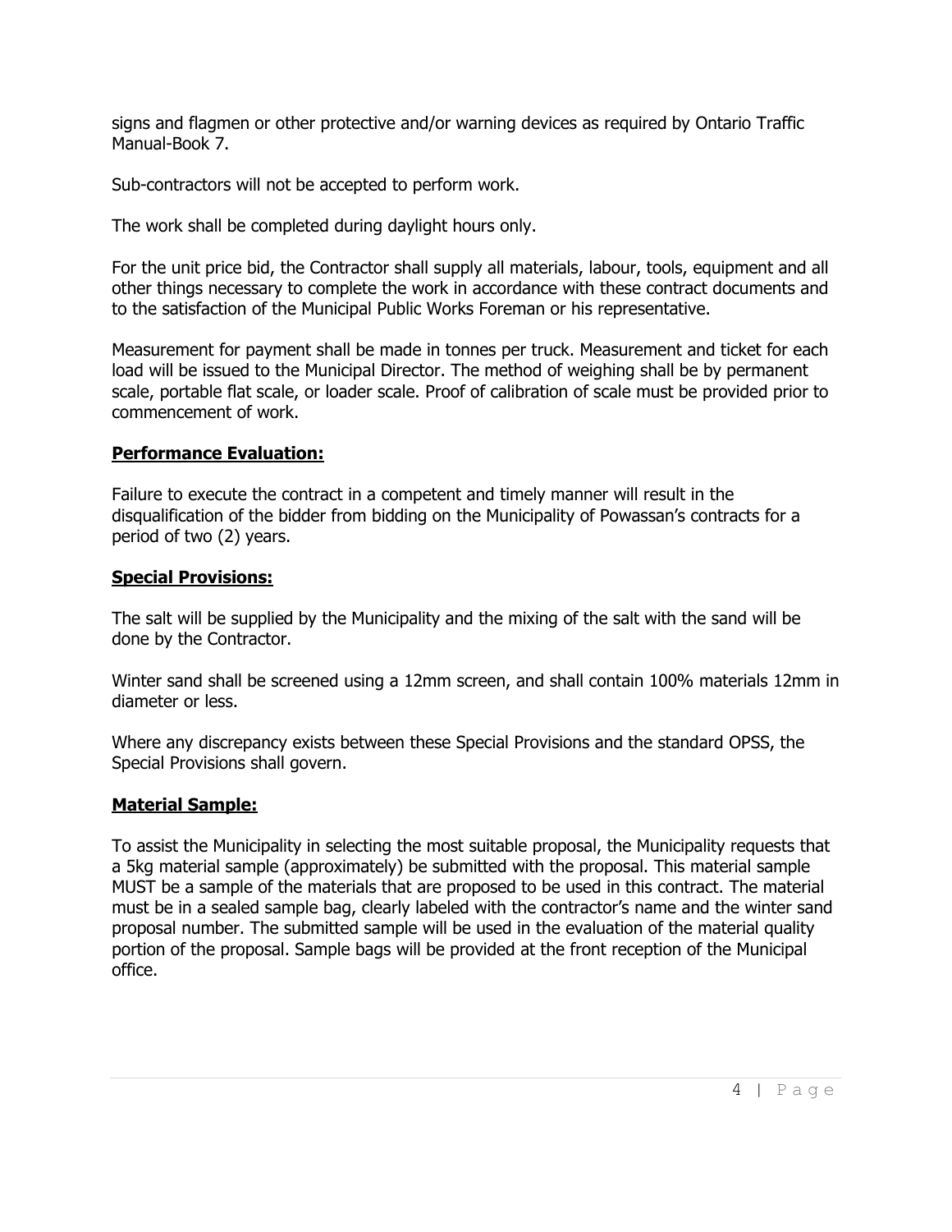signs and flagmen or other protective and/or warning devices as required by Ontario Traffic Manual-Book 7.

Sub-contractors will not be accepted to perform work.

The work shall be completed during daylight hours only.

For the unit price bid, the Contractor shall supply all materials, labour, tools, equipment and all other things necessary to complete the work in accordance with these contract documents and to the satisfaction of the Municipal Public Works Foreman or his representative.

Measurement for payment shall be made in tonnes per truck. Measurement and ticket for each load will be issued to the Municipal Director. The method of weighing shall be by permanent scale, portable flat scale, or loader scale. Proof of calibration of scale must be provided prior to commencement of work.

## Performance Evaluation:

Failure to execute the contract in a competent and timely manner will result in the disqualification of the bidder from bidding on the Municipality of Powassan's contracts for a period of two (2) years.

## Special Provisions:

The salt will be supplied by the Municipality and the mixing of the salt with the sand will be done by the Contractor.

Winter sand shall be screened using a 12mm screen, and shall contain 100% materials 12mm in diameter or less.

Where any discrepancy exists between these Special Provisions and the standard OPSS, the Special Provisions shall govern.

## Material Sample:

To assist the Municipality in selecting the most suitable proposal, the Municipality requests that a 5kg material sample (approximately) be submitted with the proposal. This material sample MUST be a sample of the materials that are proposed to be used in this contract. The material must be in a sealed sample bag, clearly labeled with the contractor's name and the winter sand proposal number. The submitted sample will be used in the evaluation of the material quality portion of the proposal. Sample bags will be provided at the front reception of the Municipal office.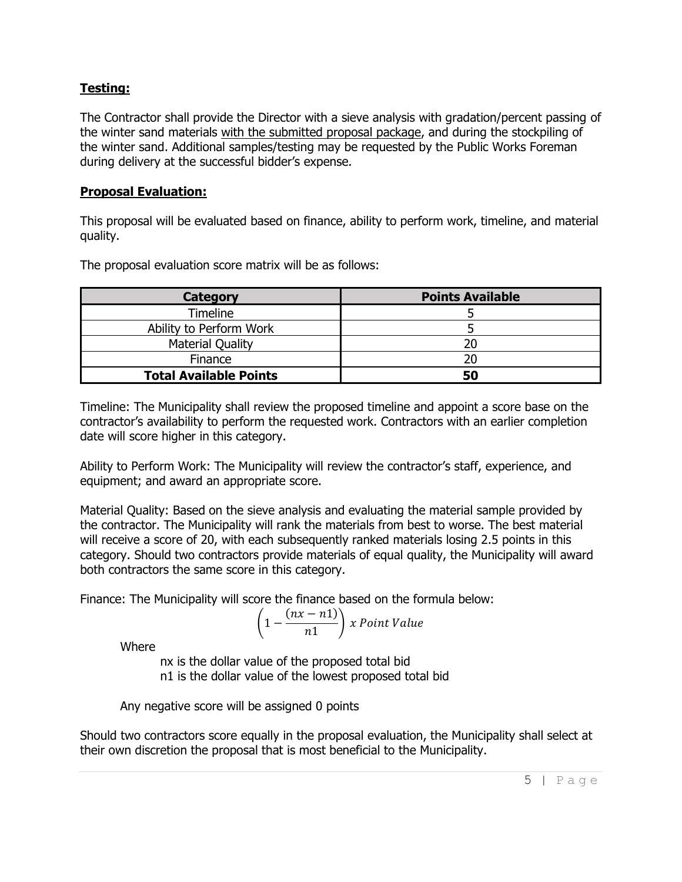## Testing:

The Contractor shall provide the Director with a sieve analysis with gradation/percent passing of the winter sand materials with the submitted proposal package, and during the stockpiling of the winter sand. Additional samples/testing may be requested by the Public Works Foreman during delivery at the successful bidder's expense.

## Proposal Evaluation:

This proposal will be evaluated based on finance, ability to perform work, timeline, and material quality.

The proposal evaluation score matrix will be as follows:

| Category | Points Available |
|---|---|
| Timeline | 5 |
| Ability to Perform Work | 5 |
| Material Quality | 20 |
| Finance | 20 |
| **Total Available Points** | **50** |

Timeline: The Municipality shall review the proposed timeline and appoint a score base on the contractor's availability to perform the requested work. Contractors with an earlier completion date will score higher in this category.

Ability to Perform Work: The Municipality will review the contractor's staff, experience, and equipment; and award an appropriate score.

Material Quality: Based on the sieve analysis and evaluating the material sample provided by the contractor. The Municipality will rank the materials from best to worse. The best material will receive a score of 20, with each subsequently ranked materials losing 2.5 points in this category. Should two contractors provide materials of equal quality, the Municipality will award both contractors the same score in this category.

Finance: The Municipality will score the finance based on the formula below:

$$\left(1 - \frac{(nx - n1)}{n1}\right) x \; Point \; Value$$

Where

nx is the dollar value of the proposed total bid

n1 is the dollar value of the lowest proposed total bid

Any negative score will be assigned 0 points

Should two contractors score equally in the proposal evaluation, the Municipality shall select at their own discretion the proposal that is most beneficial to the Municipality.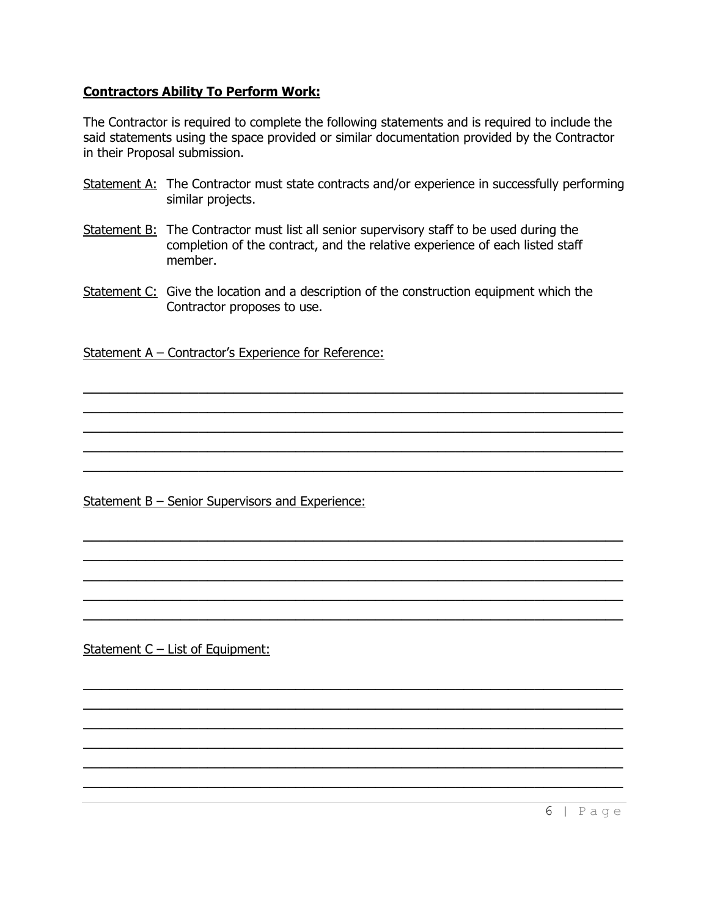**<u>Contractors Ability To Perform Work:</u>**

The Contractor is required to complete the following statements and is required to include the said statements using the space provided or similar documentation provided by the Contractor in their Proposal submission.

<u>Statement A:</u> The Contractor must state contracts and/or experience in successfully performing similar projects.

<u>Statement B:</u> The Contractor must list all senior supervisory staff to be used during the completion of the contract, and the relative experience of each listed staff member.

<u>Statement C:</u> Give the location and a description of the construction equipment which the Contractor proposes to use.

<u>Statement A – Contractor's Experience for Reference:</u>

______________________________________________________________________________
______________________________________________________________________________
______________________________________________________________________________
______________________________________________________________________________
______________________________________________________________________________

<u>Statement B – Senior Supervisors and Experience:</u>

______________________________________________________________________________
______________________________________________________________________________
______________________________________________________________________________
______________________________________________________________________________
______________________________________________________________________________

<u>Statement C – List of Equipment:</u>

______________________________________________________________________________
______________________________________________________________________________
______________________________________________________________________________
______________________________________________________________________________
______________________________________________________________________________
______________________________________________________________________________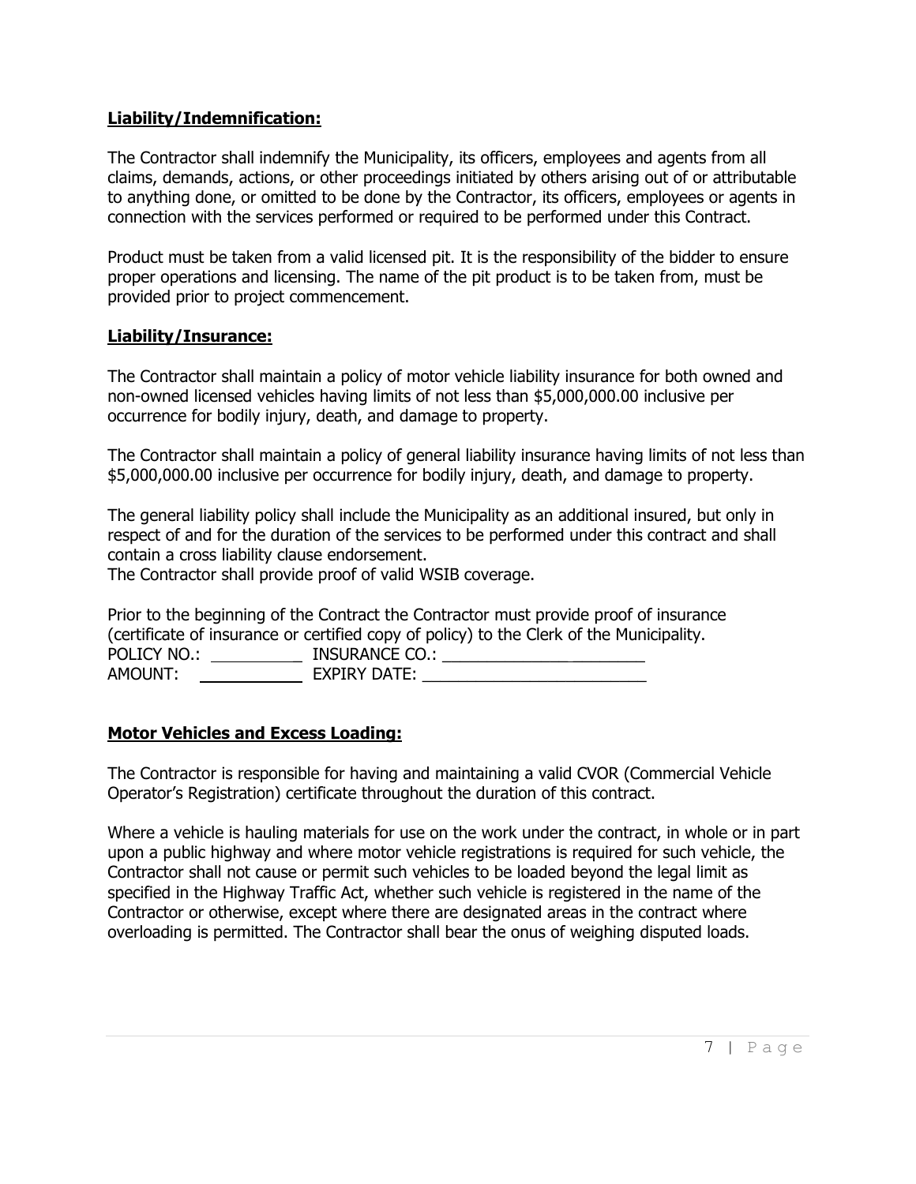**Liability/Indemnification:**

The Contractor shall indemnify the Municipality, its officers, employees and agents from all claims, demands, actions, or other proceedings initiated by others arising out of or attributable to anything done, or omitted to be done by the Contractor, its officers, employees or agents in connection with the services performed or required to be performed under this Contract.

Product must be taken from a valid licensed pit. It is the responsibility of the bidder to ensure proper operations and licensing. The name of the pit product is to be taken from, must be provided prior to project commencement.

**Liability/Insurance:**

The Contractor shall maintain a policy of motor vehicle liability insurance for both owned and non-owned licensed vehicles having limits of not less than $5,000,000.00 inclusive per occurrence for bodily injury, death, and damage to property.

The Contractor shall maintain a policy of general liability insurance having limits of not less than $5,000,000.00 inclusive per occurrence for bodily injury, death, and damage to property.

The general liability policy shall include the Municipality as an additional insured, but only in respect of and for the duration of the services to be performed under this contract and shall contain a cross liability clause endorsement.
The Contractor shall provide proof of valid WSIB coverage.

Prior to the beginning of the Contract the Contractor must provide proof of insurance (certificate of insurance or certified copy of policy) to the Clerk of the Municipality.
POLICY NO.: ___________ INSURANCE CO.: ________________________
AMOUNT: ___________ EXPIRY DATE: __________________________

**Motor Vehicles and Excess Loading:**

The Contractor is responsible for having and maintaining a valid CVOR (Commercial Vehicle Operator's Registration) certificate throughout the duration of this contract.

Where a vehicle is hauling materials for use on the work under the contract, in whole or in part upon a public highway and where motor vehicle registrations is required for such vehicle, the Contractor shall not cause or permit such vehicles to be loaded beyond the legal limit as specified in the Highway Traffic Act, whether such vehicle is registered in the name of the Contractor or otherwise, except where there are designated areas in the contract where overloading is permitted. The Contractor shall bear the onus of weighing disputed loads.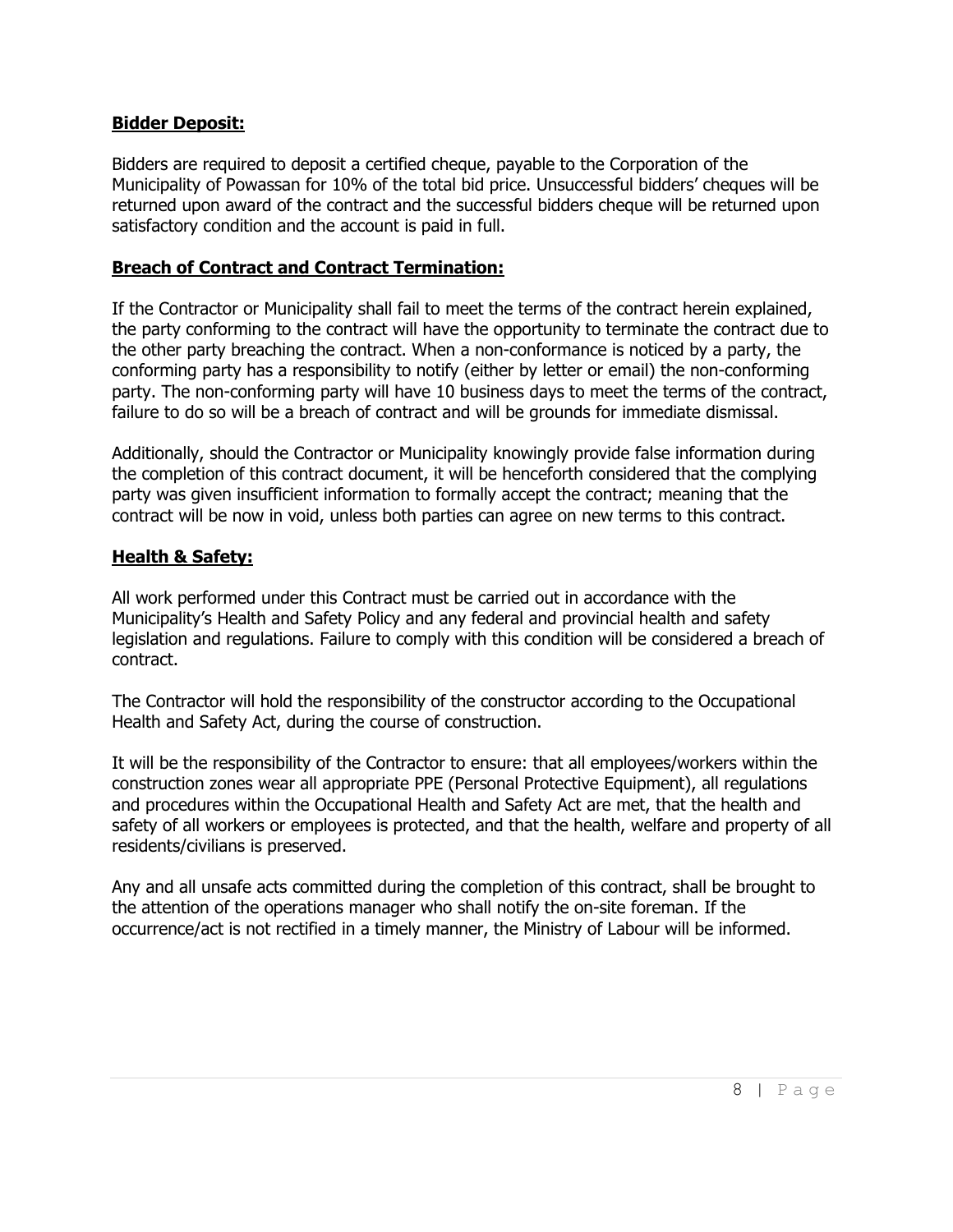**Bidder Deposit:**

Bidders are required to deposit a certified cheque, payable to the Corporation of the Municipality of Powassan for 10% of the total bid price. Unsuccessful bidders' cheques will be returned upon award of the contract and the successful bidders cheque will be returned upon satisfactory condition and the account is paid in full.

**Breach of Contract and Contract Termination:**

If the Contractor or Municipality shall fail to meet the terms of the contract herein explained, the party conforming to the contract will have the opportunity to terminate the contract due to the other party breaching the contract. When a non-conformance is noticed by a party, the conforming party has a responsibility to notify (either by letter or email) the non-conforming party. The non-conforming party will have 10 business days to meet the terms of the contract, failure to do so will be a breach of contract and will be grounds for immediate dismissal.

Additionally, should the Contractor or Municipality knowingly provide false information during the completion of this contract document, it will be henceforth considered that the complying party was given insufficient information to formally accept the contract; meaning that the contract will be now in void, unless both parties can agree on new terms to this contract.

**Health & Safety:**

All work performed under this Contract must be carried out in accordance with the Municipality's Health and Safety Policy and any federal and provincial health and safety legislation and regulations. Failure to comply with this condition will be considered a breach of contract.

The Contractor will hold the responsibility of the constructor according to the Occupational Health and Safety Act, during the course of construction.

It will be the responsibility of the Contractor to ensure: that all employees/workers within the construction zones wear all appropriate PPE (Personal Protective Equipment), all regulations and procedures within the Occupational Health and Safety Act are met, that the health and safety of all workers or employees is protected, and that the health, welfare and property of all residents/civilians is preserved.

Any and all unsafe acts committed during the completion of this contract, shall be brought to the attention of the operations manager who shall notify the on-site foreman. If the occurrence/act is not rectified in a timely manner, the Ministry of Labour will be informed.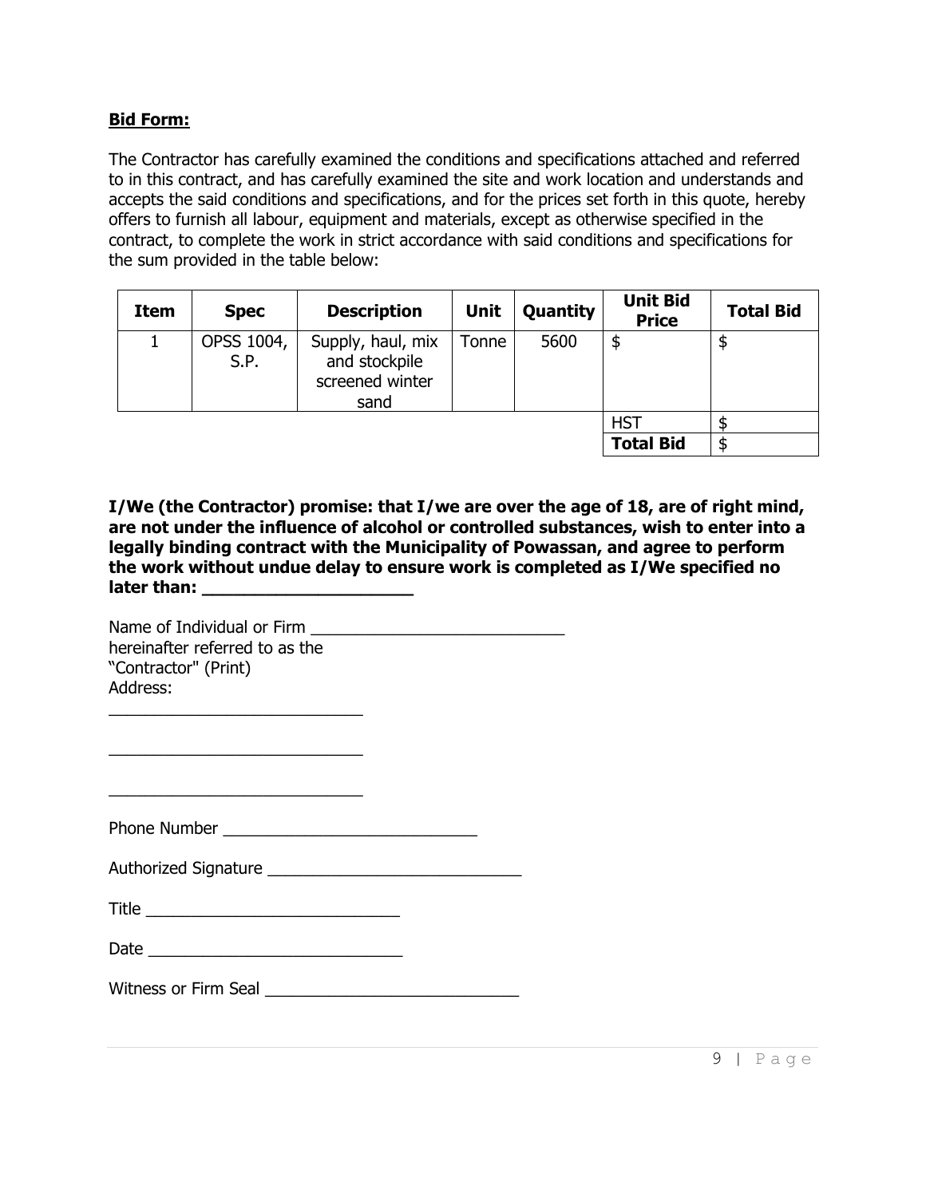**Bid Form:**

The Contractor has carefully examined the conditions and specifications attached and referred to in this contract, and has carefully examined the site and work location and understands and accepts the said conditions and specifications, and for the prices set forth in this quote, hereby offers to furnish all labour, equipment and materials, except as otherwise specified in the contract, to complete the work in strict accordance with said conditions and specifications for the sum provided in the table below:

| Item | Spec | Description | Unit | Quantity | Unit Bid Price | Total Bid |
|---|---|---|---|---|---|---|
| 1 | OPSS 1004, S.P. | Supply, haul, mix and stockpile screened winter sand | Tonne | 5600 | $ | $ |
| | | | | | HST | $ |
| | | | | | **Total Bid** | $ |

**I/We (the Contractor) promise: that I/we are over the age of 18, are of right mind, are not under the influence of alcohol or controlled substances, wish to enter into a legally binding contract with the Municipality of Powassan, and agree to perform the work without undue delay to ensure work is completed as I/We specified no later than: ____________________**

Name of Individual or Firm ___________________________
hereinafter referred to as the "Contractor" (Print)
Address:

___________________________

___________________________

___________________________

Phone Number ___________________________

Authorized Signature ___________________________

Title ___________________________

Date ___________________________

Witness or Firm Seal ___________________________